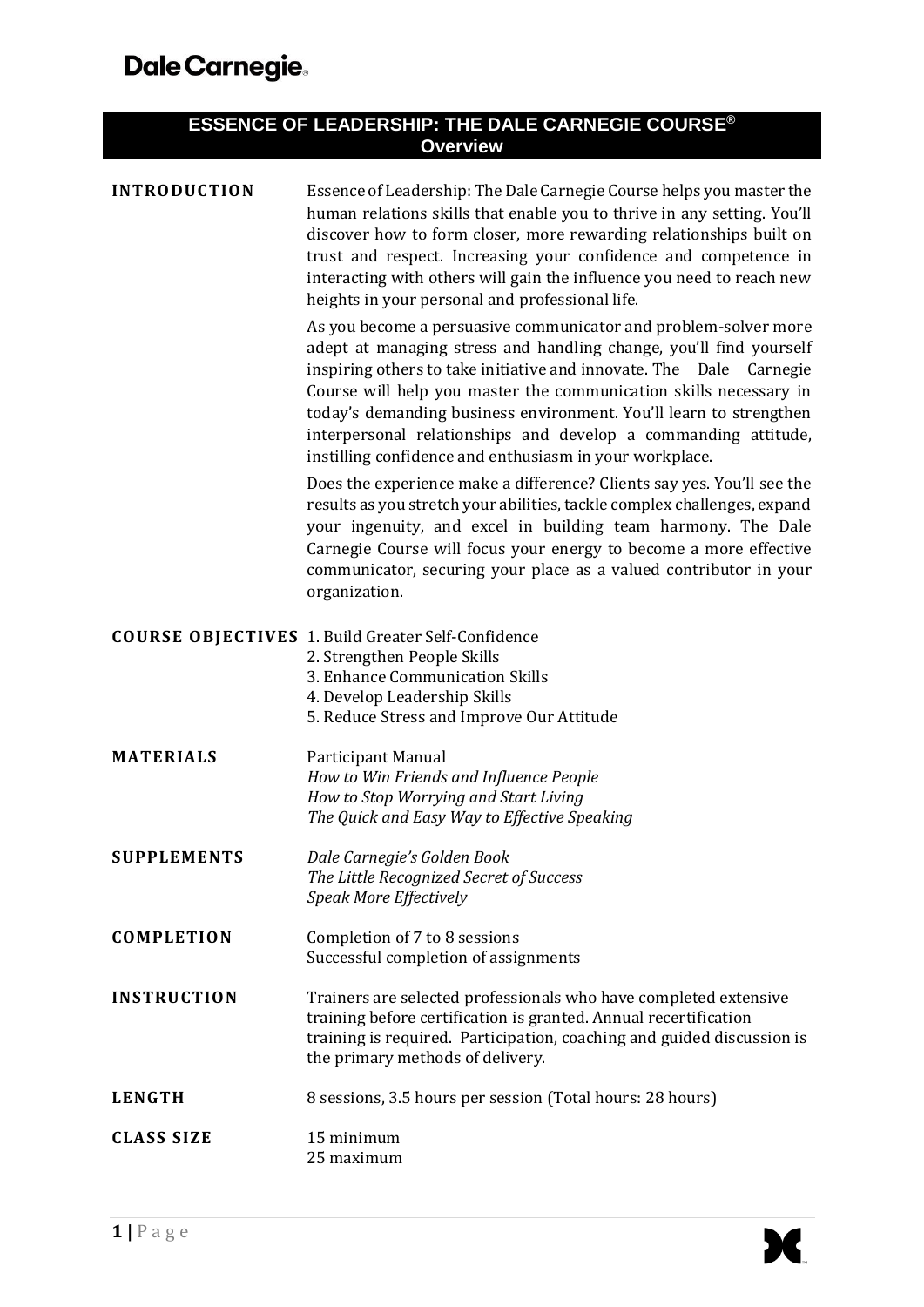# ESSENCE OF LEADERSHIP: THE DALE CARNEGIE COURSE®

## Overview

**INTRODUCTION**

Essence of Leadership: The Dale Carnegie Course helps you master the human relations skills that enable you to thrive in any setting. You'll discover how to form closer, more rewarding relationships built on trust and respect. Increasing your confidence and competence in interacting with others will gain the influence you need to reach new heights in your personal and professional life.

As you become a persuasive communicator and problem-solver more adept at managing stress and handling change, you'll find yourself inspiring others to take initiative and innovate. The Dale Carnegie Course will help you master the communication skills necessary in today's demanding business environment. You'll learn to strengthen interpersonal relationships and develop a commanding attitude, instilling confidence and enthusiasm in your workplace.

Does the experience make a difference? Clients say yes. You'll see the results as you stretch your abilities, tackle complex challenges, expand your ingenuity, and excel in building team harmony. The Dale Carnegie Course will focus your energy to become a more effective communicator, securing your place as a valued contributor in your organization.

**COURSE OBJECTIVES**

1. Build Greater Self-Confidence
2. Strengthen People Skills
3. Enhance Communication Skills
4. Develop Leadership Skills
5. Reduce Stress and Improve Our Attitude

**MATERIALS**

Participant Manual
*How to Win Friends and Influence People*
*How to Stop Worrying and Start Living*
*The Quick and Easy Way to Effective Speaking*

**SUPPLEMENTS**

*Dale Carnegie's Golden Book*
*The Little Recognized Secret of Success*
*Speak More Effectively*

**COMPLETION**

Completion of 7 to 8 sessions
Successful completion of assignments

**INSTRUCTION**

Trainers are selected professionals who have completed extensive training before certification is granted. Annual recertification training is required. Participation, coaching and guided discussion is the primary methods of delivery.

**LENGTH**

8 sessions, 3.5 hours per session (Total hours: 28 hours)

**CLASS SIZE**

15 minimum
25 maximum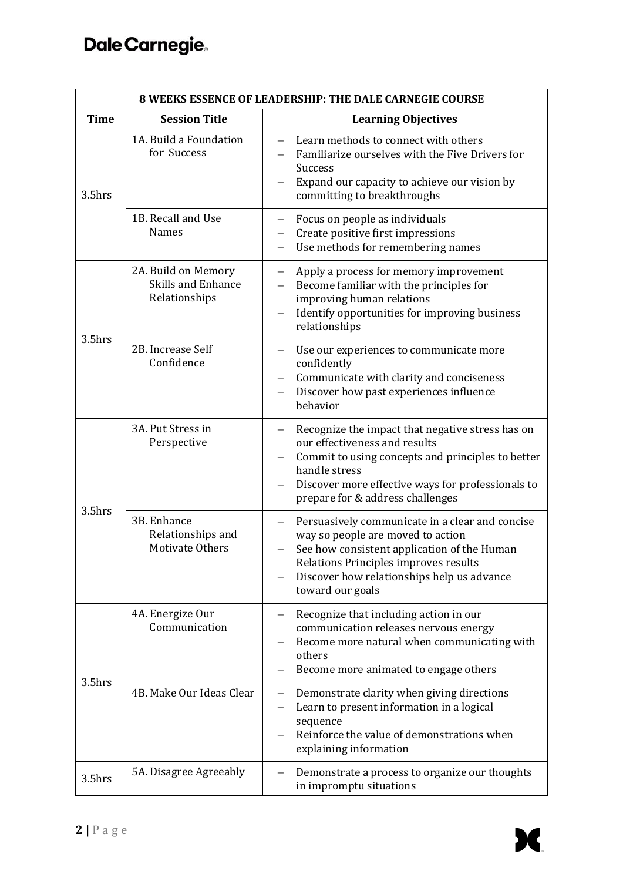| 8 WEEKS ESSENCE OF LEADERSHIP: THE DALE CARNEGIE COURSE | | |
|---|---|---|
| **Time** | **Session Title** | **Learning Objectives** |
| 3.5hrs | 1A. Build a Foundation for Success | – Learn methods to connect with others<br>– Familiarize ourselves with the Five Drivers for Success<br>– Expand our capacity to achieve our vision by committing to breakthroughs |
| | 1B. Recall and Use Names | – Focus on people as individuals<br>– Create positive first impressions<br>– Use methods for remembering names |
| 3.5hrs | 2A. Build on Memory Skills and Enhance Relationships | – Apply a process for memory improvement<br>– Become familiar with the principles for improving human relations<br>– Identify opportunities for improving business relationships |
| | 2B. Increase Self Confidence | – Use our experiences to communicate more confidently<br>– Communicate with clarity and conciseness<br>– Discover how past experiences influence behavior |
| 3.5hrs | 3A. Put Stress in Perspective | – Recognize the impact that negative stress has on our effectiveness and results<br>– Commit to using concepts and principles to better handle stress<br>– Discover more effective ways for professionals to prepare for & address challenges |
| | 3B. Enhance Relationships and Motivate Others | – Persuasively communicate in a clear and concise way so people are moved to action<br>– See how consistent application of the Human Relations Principles improves results<br>– Discover how relationships help us advance toward our goals |
| 3.5hrs | 4A. Energize Our Communication | – Recognize that including action in our communication releases nervous energy<br>– Become more natural when communicating with others<br>– Become more animated to engage others |
| | 4B. Make Our Ideas Clear | – Demonstrate clarity when giving directions<br>– Learn to present information in a logical sequence<br>– Reinforce the value of demonstrations when explaining information |
| 3.5hrs | 5A. Disagree Agreeably | – Demonstrate a process to organize our thoughts in impromptu situations |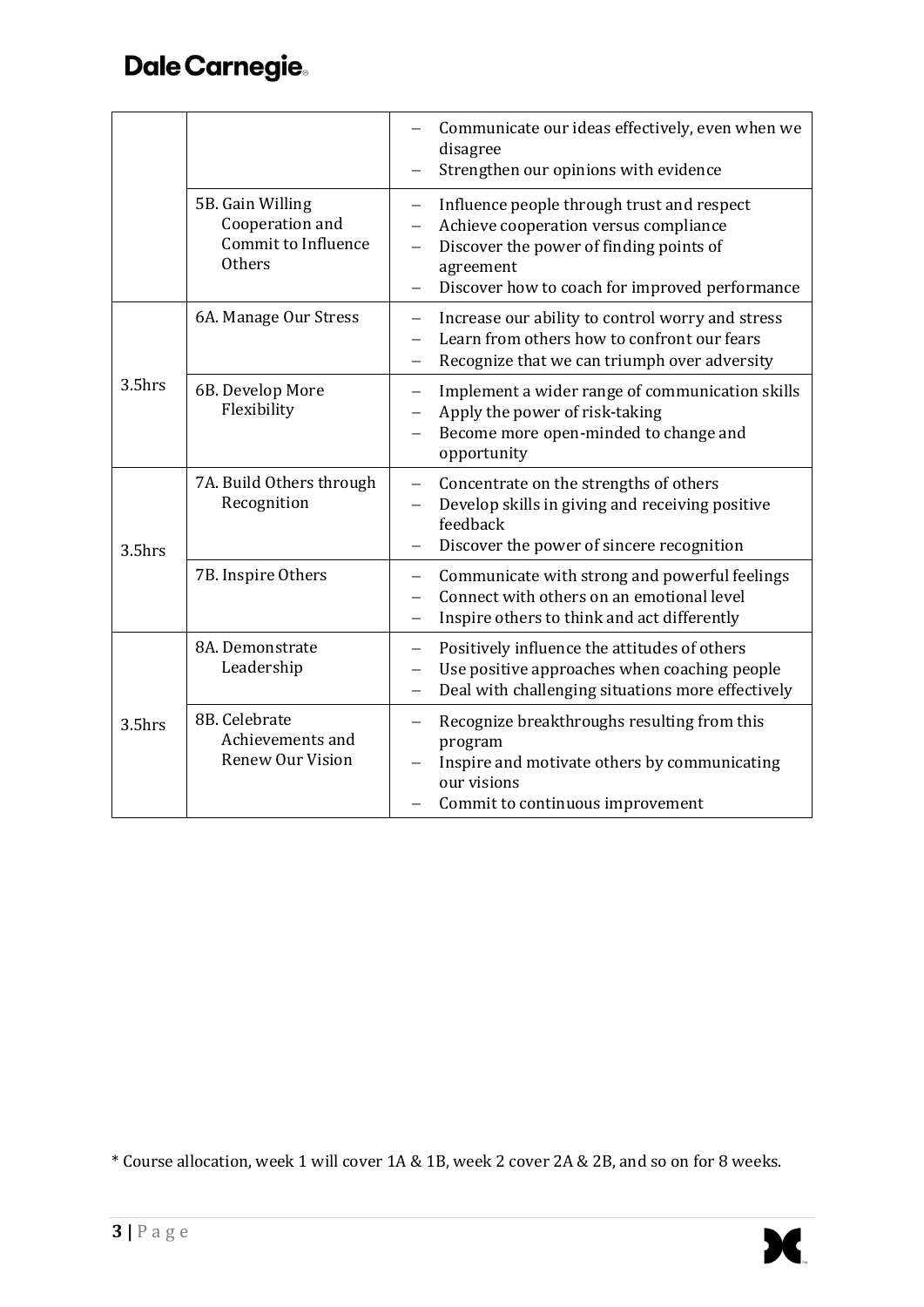| | | |
|---|---|---|
| | | – Communicate our ideas effectively, even when we disagree<br>– Strengthen our opinions with evidence |
| | 5B. Gain Willing Cooperation and Commit to Influence Others | – Influence people through trust and respect<br>– Achieve cooperation versus compliance<br>– Discover the power of finding points of agreement<br>– Discover how to coach for improved performance |
| 3.5hrs | 6A. Manage Our Stress | – Increase our ability to control worry and stress<br>– Learn from others how to confront our fears<br>– Recognize that we can triumph over adversity |
| | 6B. Develop More Flexibility | – Implement a wider range of communication skills<br>– Apply the power of risk-taking<br>– Become more open-minded to change and opportunity |
| 3.5hrs | 7A. Build Others through Recognition | – Concentrate on the strengths of others<br>– Develop skills in giving and receiving positive feedback<br>– Discover the power of sincere recognition |
| | 7B. Inspire Others | – Communicate with strong and powerful feelings<br>– Connect with others on an emotional level<br>– Inspire others to think and act differently |
| 3.5hrs | 8A. Demonstrate Leadership | – Positively influence the attitudes of others<br>– Use positive approaches when coaching people<br>– Deal with challenging situations more effectively |
| | 8B. Celebrate Achievements and Renew Our Vision | – Recognize breakthroughs resulting from this program<br>– Inspire and motivate others by communicating our visions<br>– Commit to continuous improvement |

* Course allocation, week 1 will cover 1A & 1B, week 2 cover 2A & 2B, and so on for 8 weeks.